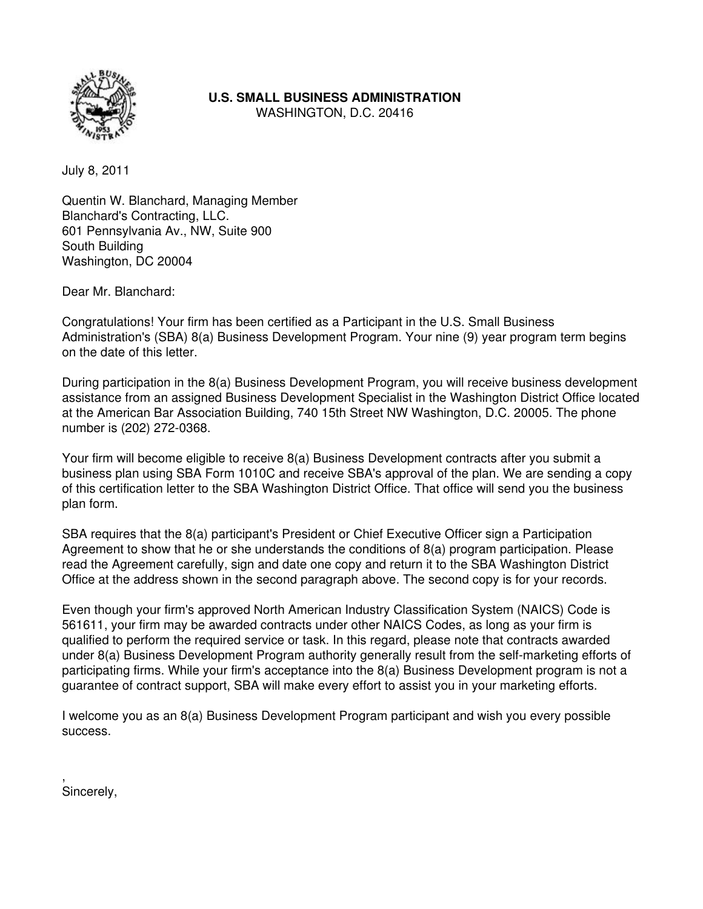**U.S. SMALL BUSINESS ADMINISTRATION**
WASHINGTON, D.C. 20416

July 8, 2011

Quentin W. Blanchard, Managing Member
Blanchard's Contracting, LLC.
601 Pennsylvania Av., NW, Suite 900
South Building
Washington, DC 20004

Dear Mr. Blanchard:

Congratulations! Your firm has been certified as a Participant in the U.S. Small Business Administration's (SBA) 8(a) Business Development Program. Your nine (9) year program term begins on the date of this letter.

During participation in the 8(a) Business Development Program, you will receive business development assistance from an assigned Business Development Specialist in the Washington District Office located at the American Bar Association Building, 740 15th Street NW Washington, D.C. 20005. The phone number is (202) 272-0368.

Your firm will become eligible to receive 8(a) Business Development contracts after you submit a business plan using SBA Form 1010C and receive SBA's approval of the plan. We are sending a copy of this certification letter to the SBA Washington District Office. That office will send you the business plan form.

SBA requires that the 8(a) participant's President or Chief Executive Officer sign a Participation Agreement to show that he or she understands the conditions of 8(a) program participation. Please read the Agreement carefully, sign and date one copy and return it to the SBA Washington District Office at the address shown in the second paragraph above. The second copy is for your records.

Even though your firm's approved North American Industry Classification System (NAICS) Code is 561611, your firm may be awarded contracts under other NAICS Codes, as long as your firm is qualified to perform the required service or task. In this regard, please note that contracts awarded under 8(a) Business Development Program authority generally result from the self-marketing efforts of participating firms. While your firm's acceptance into the 8(a) Business Development program is not a guarantee of contract support, SBA will make every effort to assist you in your marketing efforts.

I welcome you as an 8(a) Business Development Program participant and wish you every possible success.

,
Sincerely,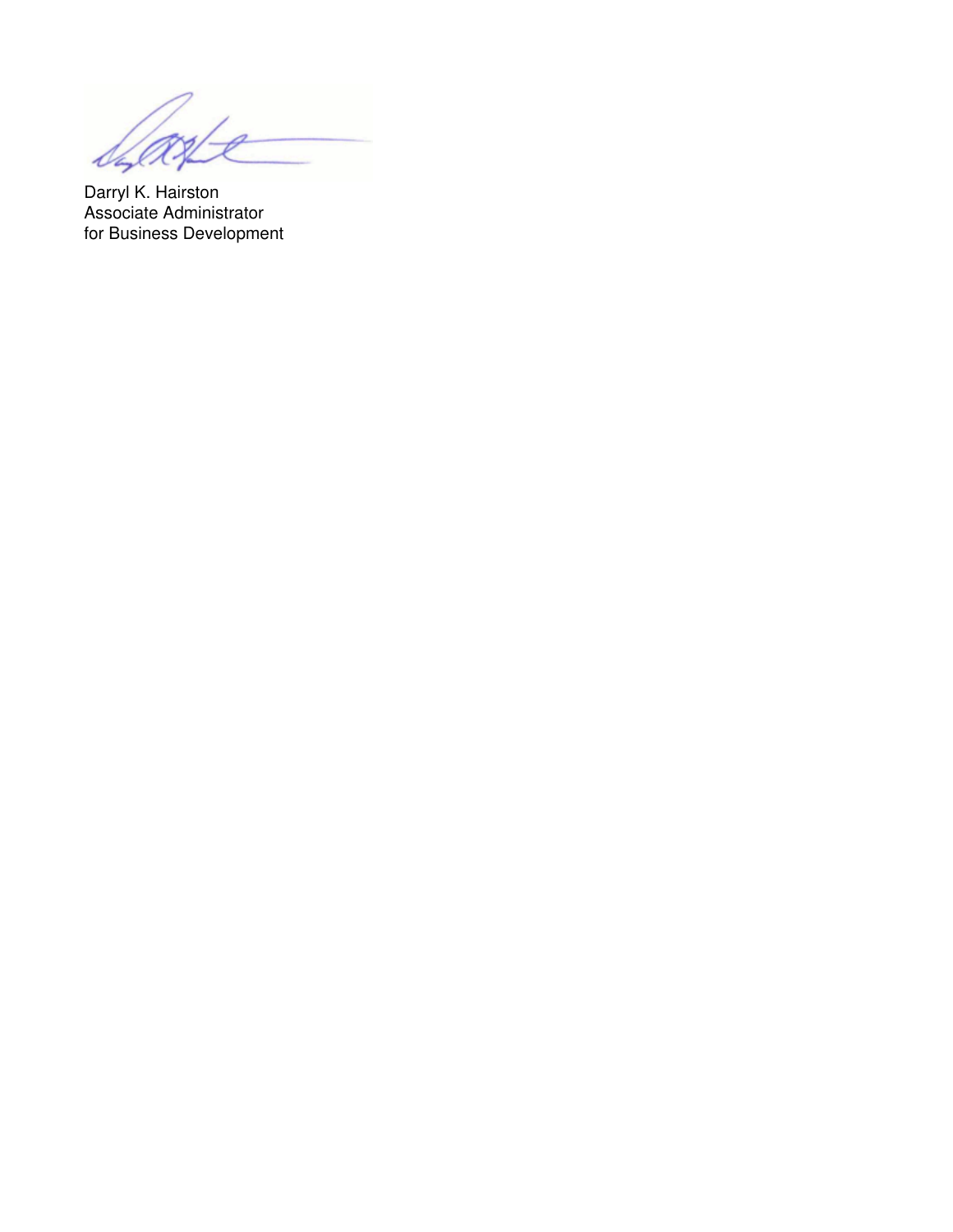Darryl K. Hairston
Associate Administrator
for Business Development